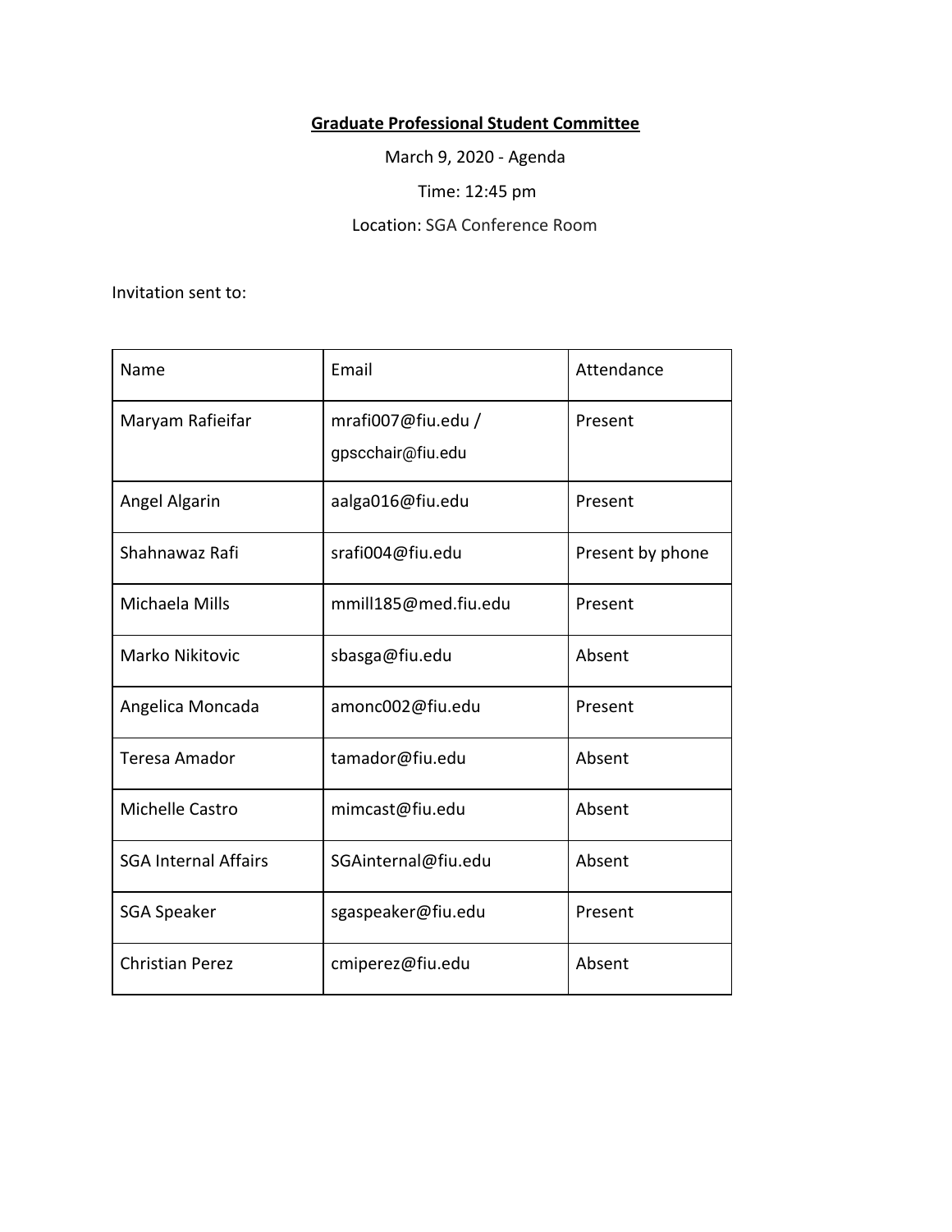**Graduate Professional Student Committee**

March 9, 2020 - Agenda

Time: 12:45 pm

Location: SGA Conference Room

Invitation sent to:

| Name | Email | Attendance |
|---|---|---|
| Maryam Rafieifar | mrafi007@fiu.edu / gpscchair@fiu.edu | Present |
| Angel Algarin | aalga016@fiu.edu | Present |
| Shahnawaz Rafi | srafi004@fiu.edu | Present by phone |
| Michaela Mills | mmill185@med.fiu.edu | Present |
| Marko Nikitovic | sbasga@fiu.edu | Absent |
| Angelica Moncada | amonc002@fiu.edu | Present |
| Teresa Amador | tamador@fiu.edu | Absent |
| Michelle Castro | mimcast@fiu.edu | Absent |
| SGA Internal Affairs | SGAinternal@fiu.edu | Absent |
| SGA Speaker | sgaspeaker@fiu.edu | Present |
| Christian Perez | cmiperez@fiu.edu | Absent |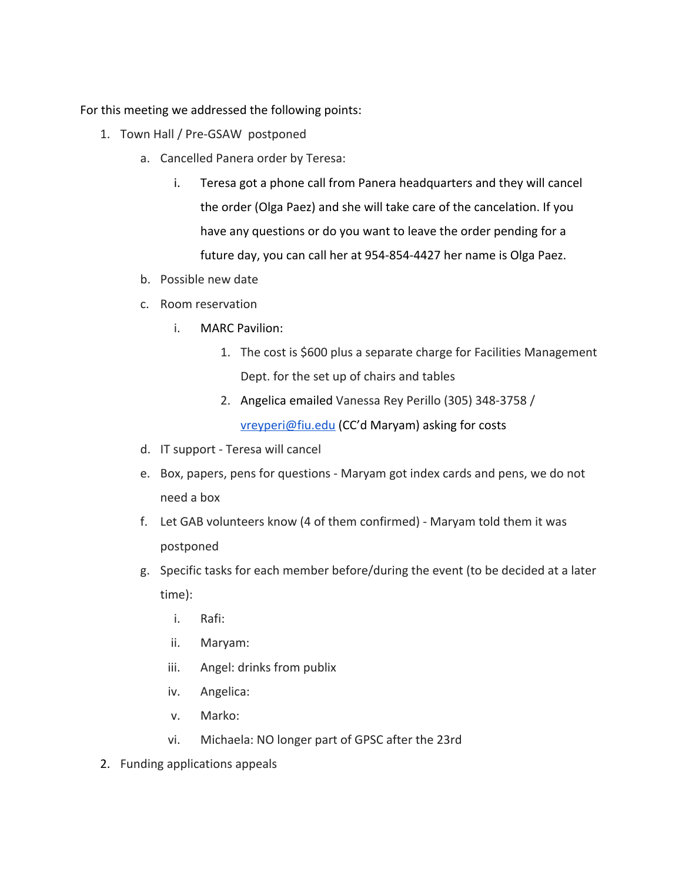For this meeting we addressed the following points:

1. Town Hall / Pre-GSAW postponed
   a. Cancelled Panera order by Teresa:
      i. Teresa got a phone call from Panera headquarters and they will cancel the order (Olga Paez) and she will take care of the cancelation. If you have any questions or do you want to leave the order pending for a future day, you can call her at 954-854-4427 her name is Olga Paez.
   b. Possible new date
   c. Room reservation
      i. MARC Pavilion:
         1. The cost is $600 plus a separate charge for Facilities Management Dept. for the set up of chairs and tables
         2. Angelica emailed Vanessa Rey Perillo (305) 348-3758 / [vreyperi@fiu.edu](mailto:vreyperi@fiu.edu) (CC'd Maryam) asking for costs
   d. IT support - Teresa will cancel
   e. Box, papers, pens for questions - Maryam got index cards and pens, we do not need a box
   f. Let GAB volunteers know (4 of them confirmed) - Maryam told them it was postponed
   g. Specific tasks for each member before/during the event (to be decided at a later time):
      i. Rafi:
      ii. Maryam:
      iii. Angel: drinks from publix
      iv. Angelica:
      v. Marko:
      vi. Michaela: NO longer part of GPSC after the 23rd
2. Funding applications appeals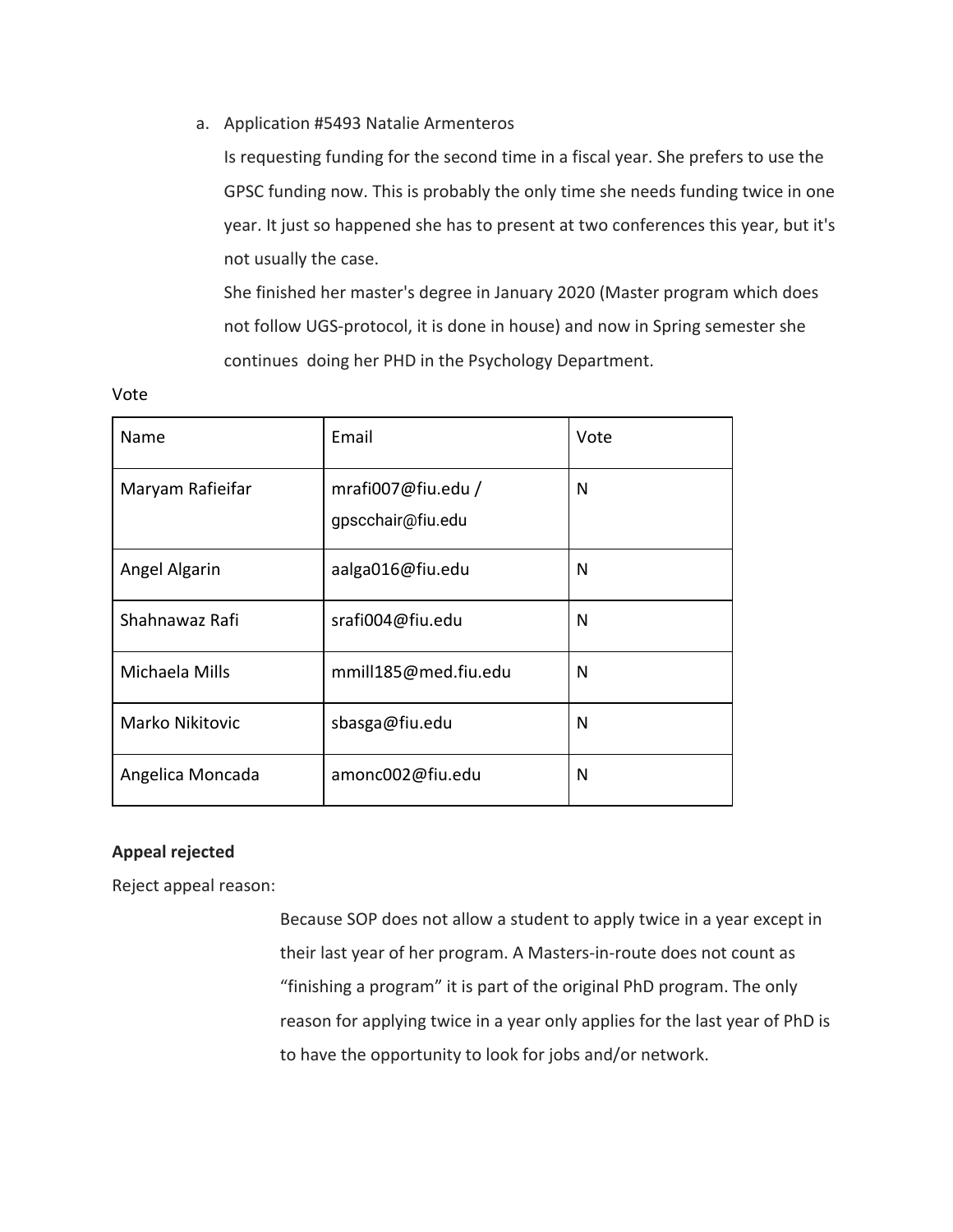a. Application #5493 Natalie Armenteros

   Is requesting funding for the second time in a fiscal year. She prefers to use the GPSC funding now. This is probably the only time she needs funding twice in one year. It just so happened she has to present at two conferences this year, but it's not usually the case.

   She finished her master's degree in January 2020 (Master program which does not follow UGS-protocol, it is done in house) and now in Spring semester she continues doing her PHD in the Psychology Department.

Vote

| Name | Email | Vote |
| --- | --- | --- |
| Maryam Rafieifar | mrafi007@fiu.edu / gpscchair@fiu.edu | N |
| Angel Algarin | aalga016@fiu.edu | N |
| Shahnawaz Rafi | srafi004@fiu.edu | N |
| Michaela Mills | mmill185@med.fiu.edu | N |
| Marko Nikitovic | sbasga@fiu.edu | N |
| Angelica Moncada | amonc002@fiu.edu | N |

**Appeal rejected**

Reject appeal reason:

Because SOP does not allow a student to apply twice in a year except in their last year of her program. A Masters-in-route does not count as "finishing a program" it is part of the original PhD program. The only reason for applying twice in a year only applies for the last year of PhD is to have the opportunity to look for jobs and/or network.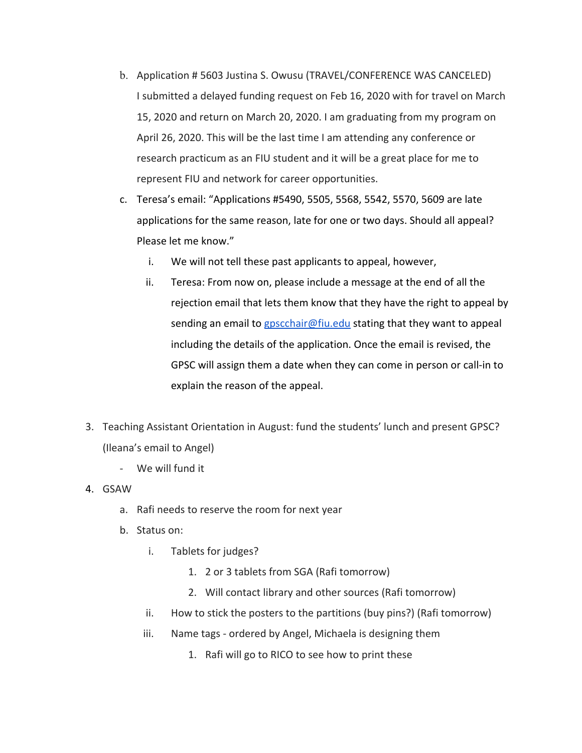b. Application # 5603 Justina S. Owusu (TRAVEL/CONFERENCE WAS CANCELED)  
I submitted a delayed funding request on Feb 16, 2020 with for travel on March 15, 2020 and return on March 20, 2020. I am graduating from my program on April 26, 2020. This will be the last time I am attending any conference or research practicum as an FIU student and it will be a great place for me to represent FIU and network for career opportunities.

c. Teresa's email: "Applications #5490, 5505, 5568, 5542, 5570, 5609 are late applications for the same reason, late for one or two days. Should all appeal? Please let me know."

   i. We will not tell these past applicants to appeal, however,

   ii. Teresa: From now on, please include a message at the end of all the rejection email that lets them know that they have the right to appeal by sending an email to [gpscchair@fiu.edu](mailto:gpscchair@fiu.edu) stating that they want to appeal including the details of the application. Once the email is revised, the GPSC will assign them a date when they can come in person or call-in to explain the reason of the appeal.

3. Teaching Assistant Orientation in August: fund the students' lunch and present GPSC? (Ileana's email to Angel)
   - We will fund it

4. GSAW
   a. Rafi needs to reserve the room for next year
   b. Status on:
      i. Tablets for judges?
         1. 2 or 3 tablets from SGA (Rafi tomorrow)
         2. Will contact library and other sources (Rafi tomorrow)
      ii. How to stick the posters to the partitions (buy pins?) (Rafi tomorrow)
      iii. Name tags - ordered by Angel, Michaela is designing them
         1. Rafi will go to RICO to see how to print these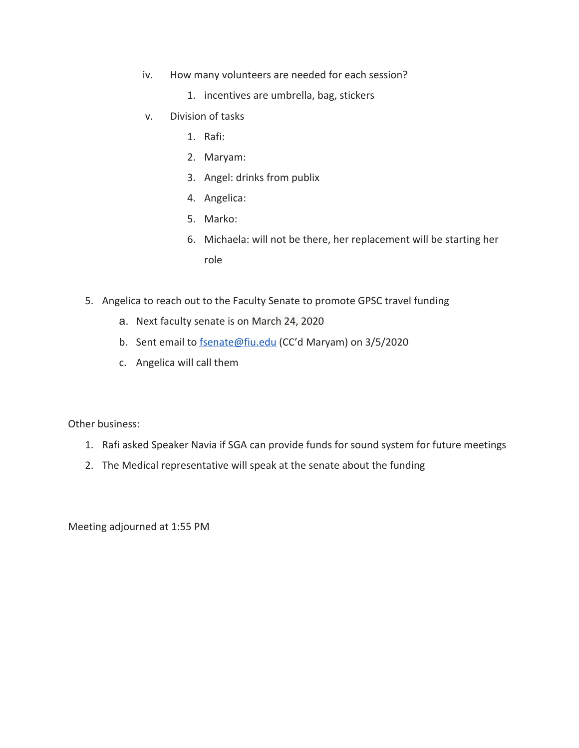iv. How many volunteers are needed for each session?
        1. incentives are umbrella, bag, stickers
    v. Division of tasks
        1. Rafi:
        2. Maryam:
        3. Angel: drinks from publix
        4. Angelica:
        5. Marko:
        6. Michaela: will not be there, her replacement will be starting her role

5. Angelica to reach out to the Faculty Senate to promote GPSC travel funding
    a. Next faculty senate is on March 24, 2020
    b. Sent email to fsenate@fiu.edu (CC'd Maryam) on 3/5/2020
    c. Angelica will call them

Other business:

1. Rafi asked Speaker Navia if SGA can provide funds for sound system for future meetings
2. The Medical representative will speak at the senate about the funding

Meeting adjourned at 1:55 PM